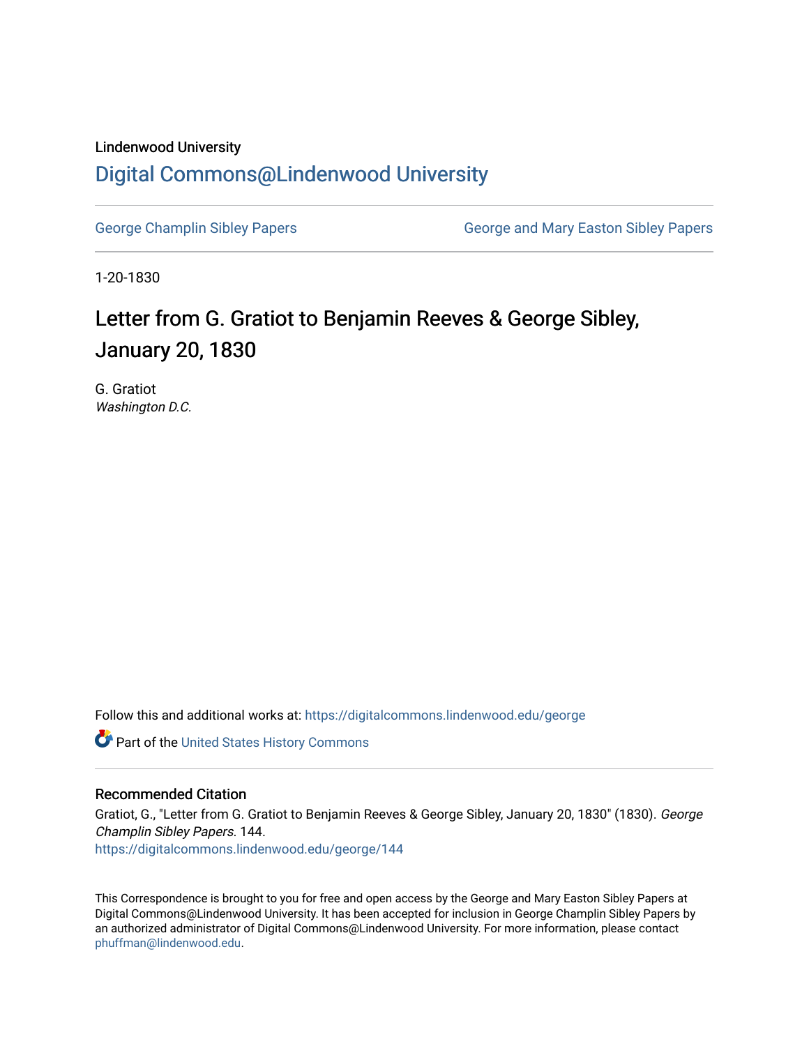Lindenwood University

# Digital Commons@Lindenwood University

George Champlin Sibley Papers

George and Mary Easton Sibley Papers

1-20-1830

## Letter from G. Gratiot to Benjamin Reeves & George Sibley, January 20, 1830

G. Gratiot

*Washington D.C.*

Follow this and additional works at: https://digitalcommons.lindenwood.edu/george

Part of the United States History Commons

### Recommended Citation

Gratiot, G., "Letter from G. Gratiot to Benjamin Reeves & George Sibley, January 20, 1830" (1830). *George Champlin Sibley Papers*. 144.
https://digitalcommons.lindenwood.edu/george/144

This Correspondence is brought to you for free and open access by the George and Mary Easton Sibley Papers at Digital Commons@Lindenwood University. It has been accepted for inclusion in George Champlin Sibley Papers by an authorized administrator of Digital Commons@Lindenwood University. For more information, please contact phuffman@lindenwood.edu.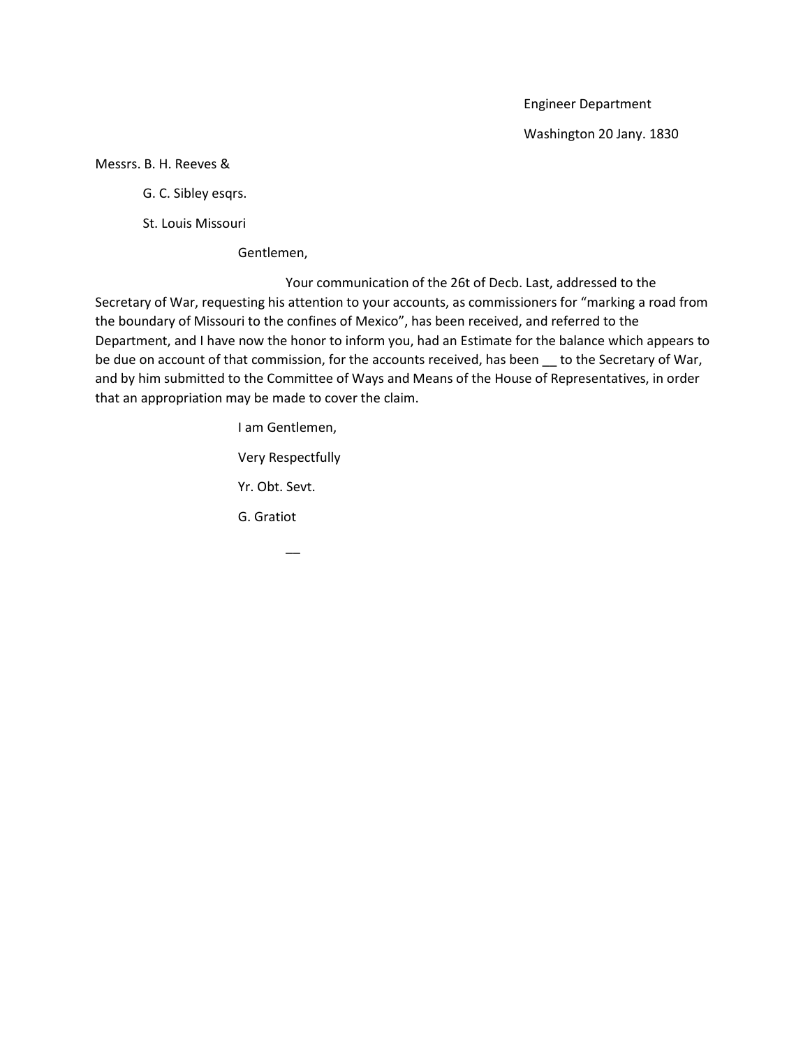Engineer Department

Washington 20 Jany. 1830

Messrs. B. H. Reeves &

G. C. Sibley esqrs.

St. Louis Missouri

Gentlemen,

Your communication of the 26t of Decb. Last, addressed to the Secretary of War, requesting his attention to your accounts, as commissioners for "marking a road from the boundary of Missouri to the confines of Mexico", has been received, and referred to the Department, and I have now the honor to inform you, had an Estimate for the balance which appears to be due on account of that commission, for the accounts received, has been __ to the Secretary of War, and by him submitted to the Committee of Ways and Means of the House of Representatives, in order that an appropriation may be made to cover the claim.

I am Gentlemen,

Very Respectfully

Yr. Obt. Sevt.

G. Gratiot

—